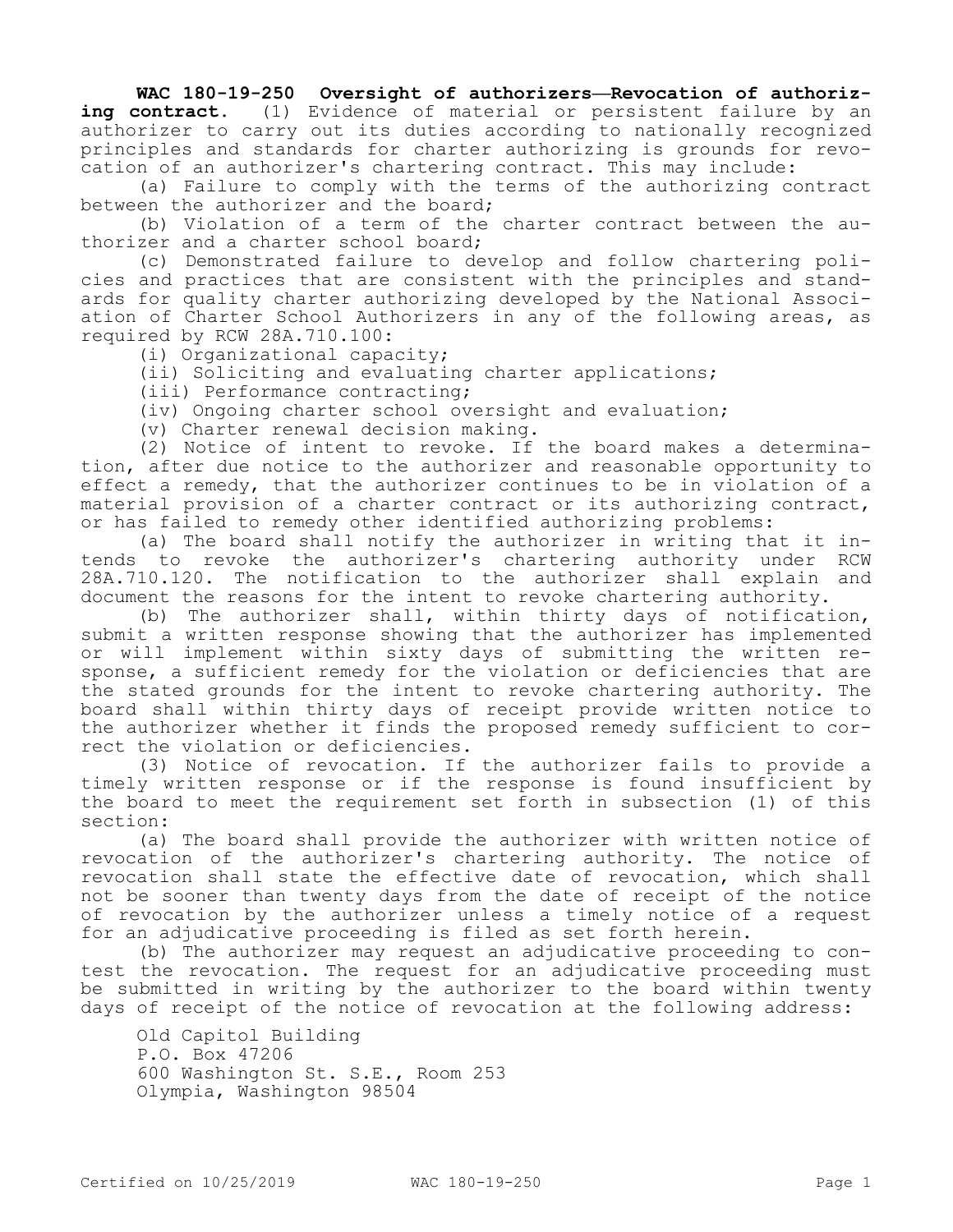**WAC 180-19-250 Oversight of authorizers—Revocation of authorizing contract.** (1) Evidence of material or persistent failure by an authorizer to carry out its duties according to nationally recognized principles and standards for charter authorizing is grounds for revocation of an authorizer's chartering contract. This may include:

(a) Failure to comply with the terms of the authorizing contract between the authorizer and the board;

(b) Violation of a term of the charter contract between the authorizer and a charter school board;

(c) Demonstrated failure to develop and follow chartering policies and practices that are consistent with the principles and standards for quality charter authorizing developed by the National Association of Charter School Authorizers in any of the following areas, as required by RCW 28A.710.100:

(i) Organizational capacity;

(ii) Soliciting and evaluating charter applications;

(iii) Performance contracting;

(iv) Ongoing charter school oversight and evaluation;

(v) Charter renewal decision making.

(2) Notice of intent to revoke. If the board makes a determination, after due notice to the authorizer and reasonable opportunity to effect a remedy, that the authorizer continues to be in violation of a material provision of a charter contract or its authorizing contract, or has failed to remedy other identified authorizing problems:

(a) The board shall notify the authorizer in writing that it intends to revoke the authorizer's chartering authority under RCW 28A.710.120. The notification to the authorizer shall explain and document the reasons for the intent to revoke chartering authority.

(b) The authorizer shall, within thirty days of notification, submit a written response showing that the authorizer has implemented or will implement within sixty days of submitting the written response, a sufficient remedy for the violation or deficiencies that are the stated grounds for the intent to revoke chartering authority. The board shall within thirty days of receipt provide written notice to the authorizer whether it finds the proposed remedy sufficient to correct the violation or deficiencies.

(3) Notice of revocation. If the authorizer fails to provide a timely written response or if the response is found insufficient by the board to meet the requirement set forth in subsection (1) of this section:

(a) The board shall provide the authorizer with written notice of revocation of the authorizer's chartering authority. The notice of revocation shall state the effective date of revocation, which shall not be sooner than twenty days from the date of receipt of the notice of revocation by the authorizer unless a timely notice of a request for an adjudicative proceeding is filed as set forth herein.

(b) The authorizer may request an adjudicative proceeding to contest the revocation. The request for an adjudicative proceeding must be submitted in writing by the authorizer to the board within twenty days of receipt of the notice of revocation at the following address:

Old Capitol Building
P.O. Box 47206
600 Washington St. S.E., Room 253
Olympia, Washington 98504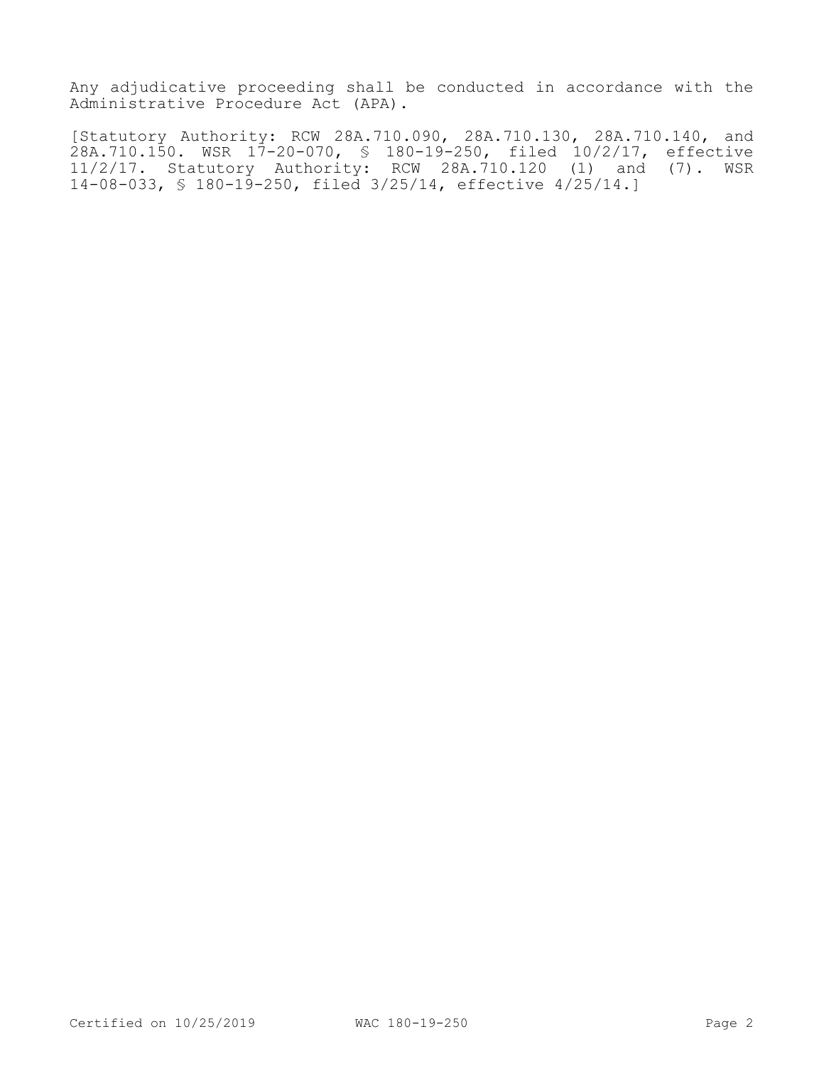Any adjudicative proceeding shall be conducted in accordance with the Administrative Procedure Act (APA).

[Statutory Authority: RCW 28A.710.090, 28A.710.130, 28A.710.140, and 28A.710.150. WSR 17-20-070, § 180-19-250, filed 10/2/17, effective 11/2/17. Statutory Authority: RCW 28A.710.120 (1) and (7). WSR 14-08-033, § 180-19-250, filed 3/25/14, effective 4/25/14.]